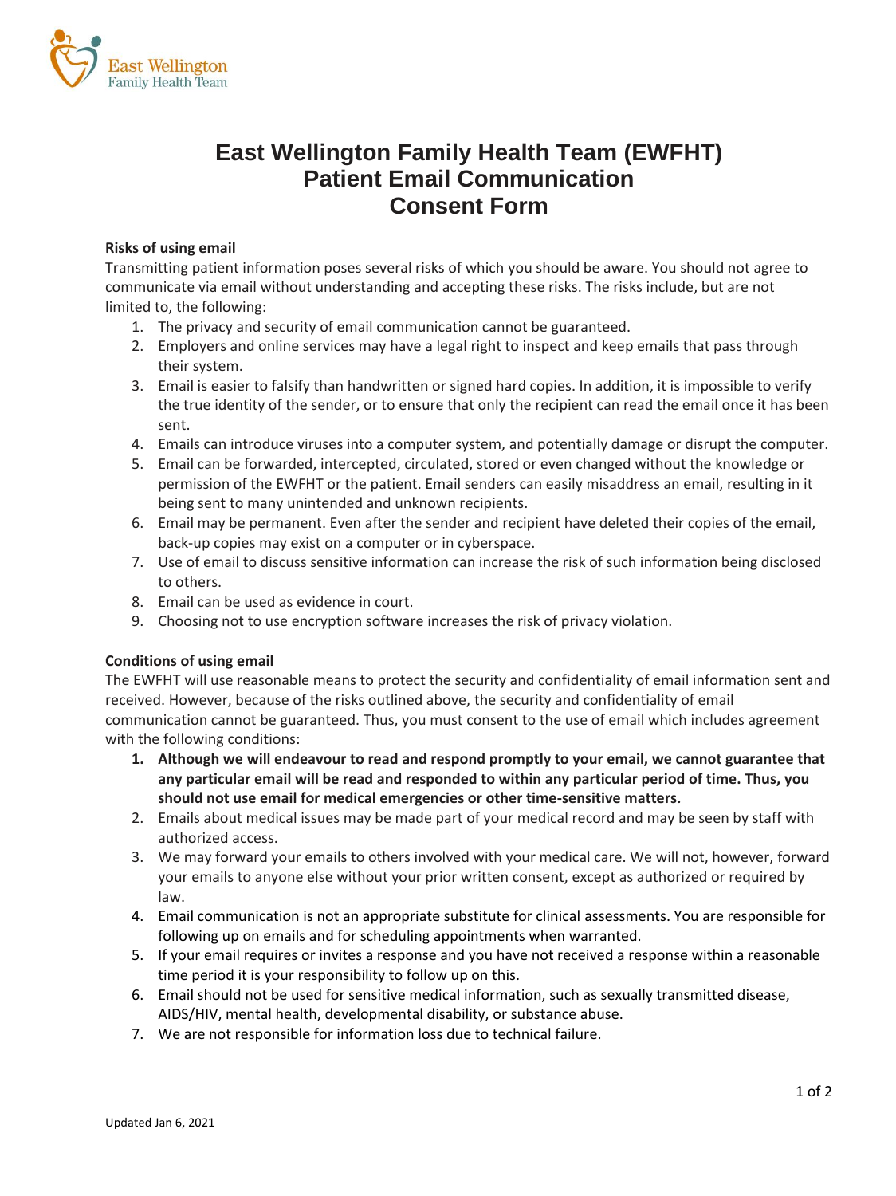# East Wellington Family Health Team (EWFHT) Patient Email Communication Consent Form

**Risks of using email**

Transmitting patient information poses several risks of which you should be aware. You should not agree to communicate via email without understanding and accepting these risks. The risks include, but are not limited to, the following:

1. The privacy and security of email communication cannot be guaranteed.
2. Employers and online services may have a legal right to inspect and keep emails that pass through their system.
3. Email is easier to falsify than handwritten or signed hard copies. In addition, it is impossible to verify the true identity of the sender, or to ensure that only the recipient can read the email once it has been sent.
4. Emails can introduce viruses into a computer system, and potentially damage or disrupt the computer.
5. Email can be forwarded, intercepted, circulated, stored or even changed without the knowledge or permission of the EWFHT or the patient. Email senders can easily misaddress an email, resulting in it being sent to many unintended and unknown recipients.
6. Email may be permanent. Even after the sender and recipient have deleted their copies of the email, back-up copies may exist on a computer or in cyberspace.
7. Use of email to discuss sensitive information can increase the risk of such information being disclosed to others.
8. Email can be used as evidence in court.
9. Choosing not to use encryption software increases the risk of privacy violation.

**Conditions of using email**

The EWFHT will use reasonable means to protect the security and confidentiality of email information sent and received. However, because of the risks outlined above, the security and confidentiality of email communication cannot be guaranteed. Thus, you must consent to the use of email which includes agreement with the following conditions:

1. **Although we will endeavour to read and respond promptly to your email, we cannot guarantee that any particular email will be read and responded to within any particular period of time. Thus, you should not use email for medical emergencies or other time-sensitive matters.**
2. Emails about medical issues may be made part of your medical record and may be seen by staff with authorized access.
3. We may forward your emails to others involved with your medical care. We will not, however, forward your emails to anyone else without your prior written consent, except as authorized or required by law.
4. Email communication is not an appropriate substitute for clinical assessments. You are responsible for following up on emails and for scheduling appointments when warranted.
5. If your email requires or invites a response and you have not received a response within a reasonable time period it is your responsibility to follow up on this.
6. Email should not be used for sensitive medical information, such as sexually transmitted disease, AIDS/HIV, mental health, developmental disability, or substance abuse.
7. We are not responsible for information loss due to technical failure.

Updated Jan 6, 2021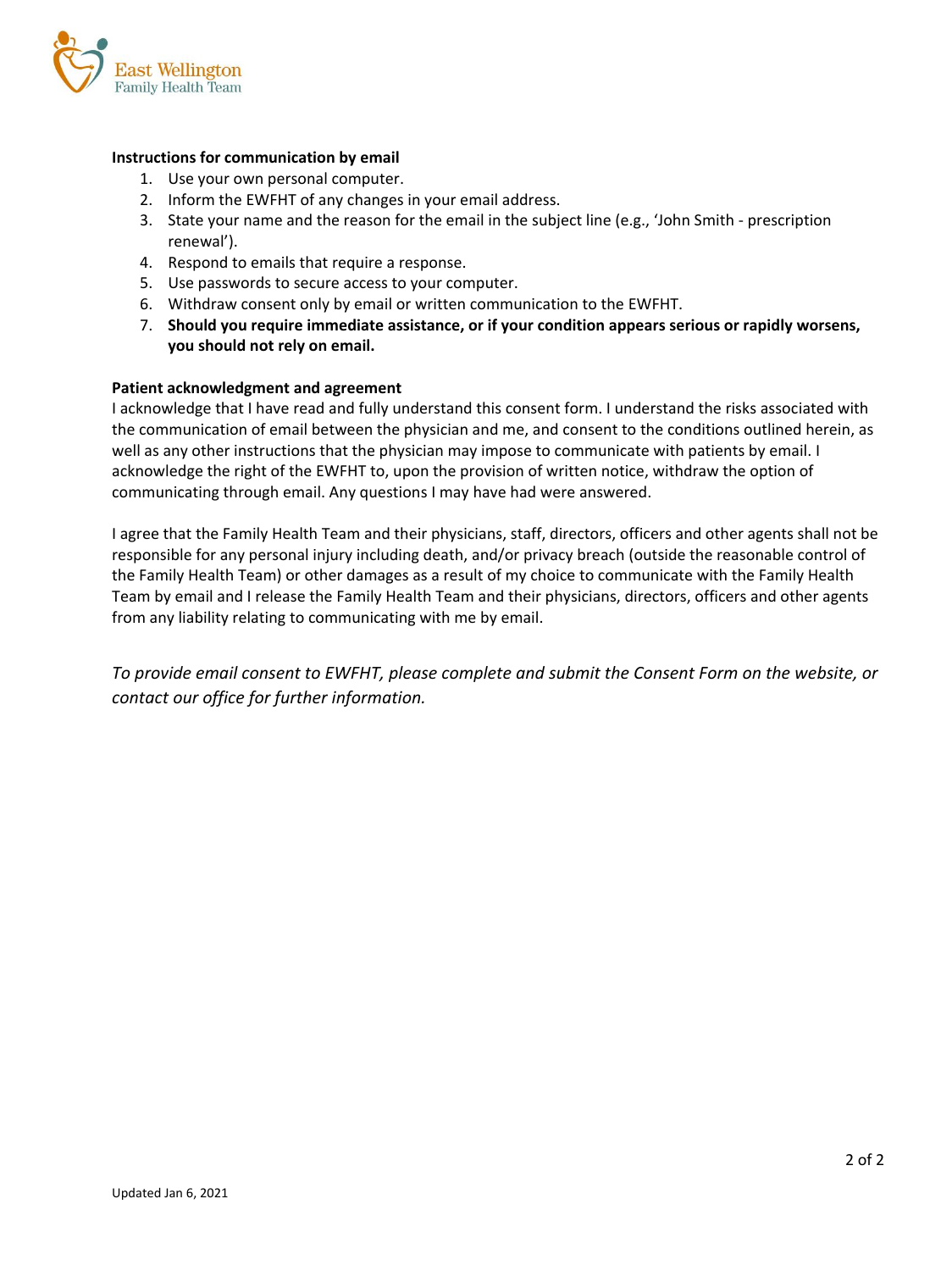East Wellington
Family Health Team

**Instructions for communication by email**

1. Use your own personal computer.
2. Inform the EWFHT of any changes in your email address.
3. State your name and the reason for the email in the subject line (e.g., 'John Smith - prescription renewal').
4. Respond to emails that require a response.
5. Use passwords to secure access to your computer.
6. Withdraw consent only by email or written communication to the EWFHT.
7. **Should you require immediate assistance, or if your condition appears serious or rapidly worsens, you should not rely on email.**

**Patient acknowledgment and agreement**

I acknowledge that I have read and fully understand this consent form. I understand the risks associated with the communication of email between the physician and me, and consent to the conditions outlined herein, as well as any other instructions that the physician may impose to communicate with patients by email. I acknowledge the right of the EWFHT to, upon the provision of written notice, withdraw the option of communicating through email. Any questions I may have had were answered.

I agree that the Family Health Team and their physicians, staff, directors, officers and other agents shall not be responsible for any personal injury including death, and/or privacy breach (outside the reasonable control of the Family Health Team) or other damages as a result of my choice to communicate with the Family Health Team by email and I release the Family Health Team and their physicians, directors, officers and other agents from any liability relating to communicating with me by email.

*To provide email consent to EWFHT, please complete and submit the Consent Form on the website, or contact our office for further information.*

Updated Jan 6, 2021